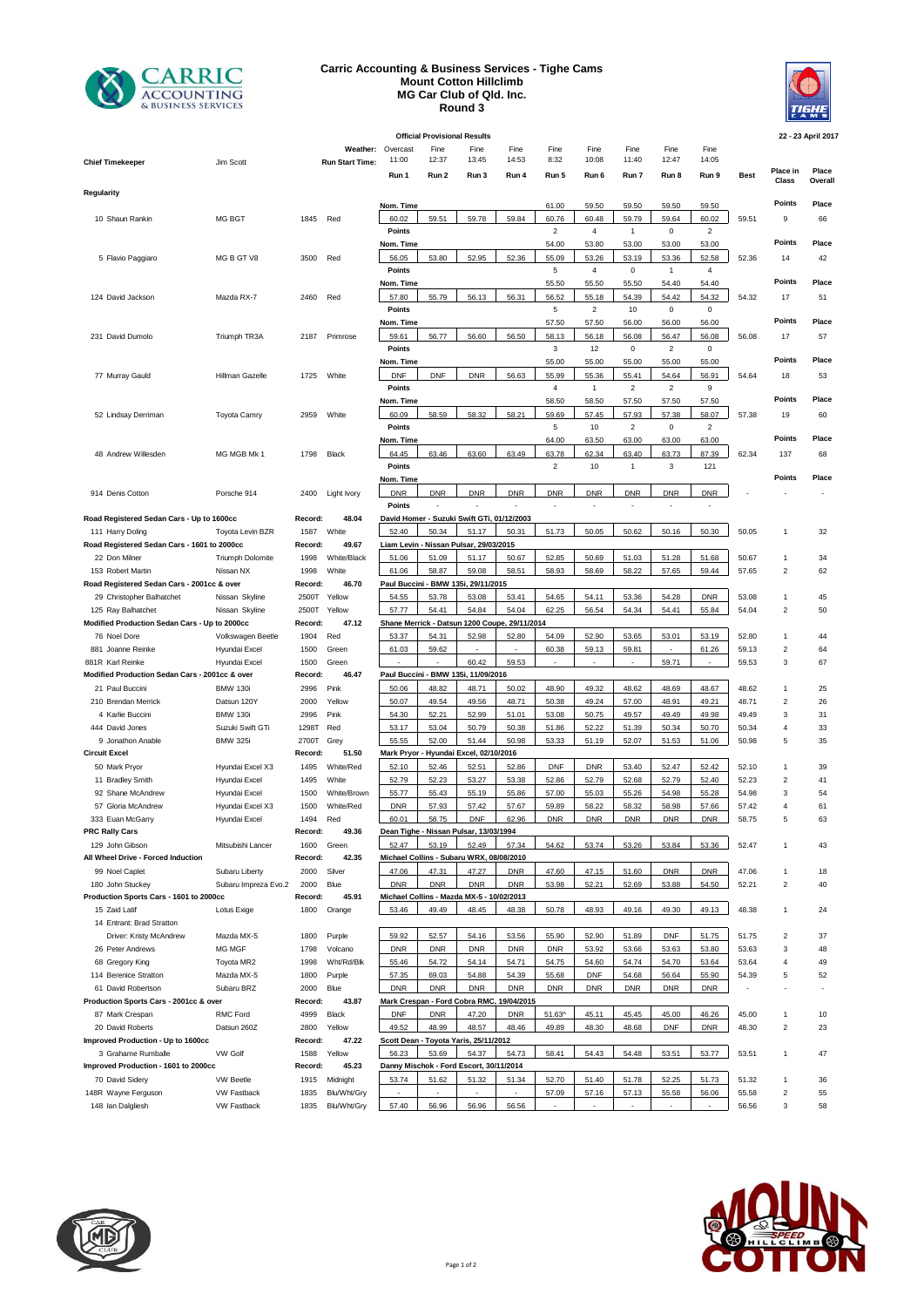# Carric Accounting & Business Services - Tighe Cams
## Mount Cotton Hillclimb
## MG Car Club of Qld. Inc.
## Round 3

**Official Provisional Results** — 22 - 23 April 2017

| | | | | | Run 1 | Run 2 | Run 3 | Run 4 | Run 5 | Run 6 | Run 7 | Run 8 | Run 9 | Best | Place in Class | Place Overall |
|---|---|---|---|---|---|---|---|---|---|---|---|---|---|---|---|---|
| Chief Timekeeper | Jim Scott | | | Weather: | Overcast | Fine | Fine | Fine | Fine | Fine | Fine | Fine | Fine | | | |
| | | | | Run Start Time: | 11:00 | 12:37 | 13:45 | 14:53 | 8:32 | 10:08 | 11:40 | 12:47 | 14:05 | | | |
| **Regularity** | | | | | | | | | | | | | | | | |
| | | | | Nom. Time | | | | | 61.00 | 59.50 | 59.50 | 59.50 | 59.50 | | Points | Place |
| 10 Shaun Rankin | MG BGT | 1845 | Red | | 60.02 | 59.51 | 59.78 | 59.84 | 60.76 | 60.48 | 59.79 | 59.64 | 60.02 | 59.51 | 9 | 66 |
| | | | | Points | | | | | 2 | 4 | 1 | 0 | 2 | | | |
| | | | | Nom. Time | | | | | 54.00 | 53.80 | 53.00 | 53.00 | 53.00 | | Points | Place |
| 5 Flavio Paggiaro | MG B GT V8 | 3500 | Red | | 56.05 | 53.80 | 52.95 | 52.36 | 55.09 | 53.26 | 53.19 | 53.36 | 52.58 | 52.36 | 14 | 42 |
| | | | | Points | | | | | 5 | 4 | 0 | 1 | 4 | | | |
| | | | | Nom. Time | | | | | 55.50 | 55.50 | 55.50 | 54.40 | 54.40 | | Points | Place |
| 124 David Jackson | Mazda RX-7 | 2460 | Red | | 57.80 | 55.79 | 56.13 | 56.31 | 56.52 | 55.18 | 54.39 | 54.42 | 54.32 | 54.32 | 17 | 51 |
| | | | | Points | | | | | 5 | 2 | 10 | 0 | 0 | | | |
| | | | | Nom. Time | | | | | 57.50 | 57.50 | 56.00 | 56.00 | 56.00 | | Points | Place |
| 231 David Dumolo | Triumph TR3A | 2187 | Primrose | | 59.61 | 56.77 | 56.60 | 56.50 | 58.13 | 56.18 | 56.08 | 56.47 | 56.08 | 56.08 | 17 | 57 |
| | | | | Points | | | | | 3 | 12 | 0 | 2 | 0 | | | |
| | | | | Nom. Time | | | | | 55.00 | 55.00 | 55.00 | 55.00 | 55.00 | | Points | Place |
| 77 Murray Gauld | Hillman Gazelle | 1725 | White | | DNF | DNF | DNR | 56.63 | 55.99 | 55.36 | 55.41 | 54.64 | 56.91 | 54.64 | 18 | 53 |
| | | | | Points | | | | | 4 | 1 | 2 | 2 | 9 | | | |
| | | | | Nom. Time | | | | | 58.50 | 58.50 | 57.50 | 57.50 | 57.50 | | Points | Place |
| 52 Lindsay Derriman | Toyota Camry | 2959 | White | | 60.09 | 58.59 | 58.32 | 58.21 | 59.69 | 57.45 | 57.93 | 57.38 | 58.07 | 57.38 | 19 | 60 |
| | | | | Points | | | | | 5 | 10 | 2 | 0 | 2 | | | |
| | | | | Nom. Time | | | | | 64.00 | 63.50 | 63.00 | 63.00 | 63.00 | | Points | Place |
| 48 Andrew Willesden | MG MGB Mk 1 | 1798 | Black | | 64.45 | 63.46 | 63.60 | 63.49 | 63.78 | 62.34 | 63.40 | 63.73 | 87.39 | 62.34 | 137 | 68 |
| | | | | Points | | | | | 2 | 10 | 1 | 3 | 121 | | | |
| | | | | Nom. Time | | | | | | | | | | | Points | Place |
| 914 Denis Cotton | Porsche 914 | 2400 | Light Ivory | | DNR | DNR | DNR | DNR | DNR | DNR | DNR | DNR | DNR | - | - | - |
| | | | | Points | - | - | - | - | - | - | - | - | - | | | |
| **Road Registered Sedan Cars - Up to 1600cc** | | | Record: | 48.04 | David Homer - Suzuki Swift GTi, 01/12/2003 | | | | | | | | | | | |
| 111 Harry Doling | Toyota Levin BZR | 1587 | White | | 52.40 | 50.34 | 51.17 | 50.31 | 51.73 | 50.05 | 50.62 | 50.16 | 50.30 | 50.05 | 1 | 32 |
| **Road Registered Sedan Cars - 1601 to 2000cc** | | | Record: | 49.67 | Liam Levin - Nissan Pulsar, 29/03/2015 | | | | | | | | | | | |
| 22 Don Milner | Triumph Dolomite | 1998 | White/Black | | 51.06 | 51.09 | 51.17 | 50.67 | 52.85 | 50.69 | 51.03 | 51.28 | 51.68 | 50.67 | 1 | 34 |
| 153 Robert Martin | Nissan NX | 1998 | White | | 61.06 | 58.87 | 59.08 | 58.51 | 58.93 | 58.69 | 58.22 | 57.65 | 59.44 | 57.65 | 2 | 62 |
| **Road Registered Sedan Cars - 2001cc & over** | | | Record: | 46.70 | Paul Buccini - BMW 135i, 29/11/2015 | | | | | | | | | | | |
| 29 Christopher Balhatchet | Nissan Skyline | 2500T | Yellow | | 54.55 | 53.78 | 53.08 | 53.41 | 54.65 | 54.11 | 53.36 | 54.28 | DNR | 53.08 | 1 | 45 |
| 125 Ray Balhatchet | Nissan Skyline | 2500T | Yellow | | 57.77 | 54.41 | 54.84 | 54.04 | 62.25 | 56.54 | 54.34 | 54.41 | 55.84 | 54.04 | 2 | 50 |
| **Modified Production Sedan Cars - Up to 2000cc** | | | Record: | 47.12 | Shane Merrick - Datsun 1200 Coupe, 29/11/2014 | | | | | | | | | | | |
| 76 Noel Dore | Volkswagen Beetle | 1904 | Red | | 53.37 | 54.31 | 52.98 | 52.80 | 54.09 | 52.90 | 53.65 | 53.01 | 53.19 | 52.80 | 1 | 44 |
| 881 Joanne Reinke | Hyundai Excel | 1500 | Green | | 61.03 | 59.62 | - | - | 60.38 | 59.13 | 59.81 | - | 61.26 | 59.13 | 2 | 64 |
| 881R Karl Reinke | Hyundai Excel | 1500 | Green | | - | - | 60.42 | 59.53 | - | - | - | 59.71 | - | 59.53 | 3 | 67 |
| **Modified Production Sedan Cars - 2001cc & over** | | | Record: | 46.47 | Paul Buccini - BMW 135i, 11/09/2016 | | | | | | | | | | | |
| 21 Paul Buccini | BMW 130i | 2996 | Pink | | 50.06 | 48.82 | 48.71 | 50.02 | 48.90 | 49.32 | 48.62 | 48.69 | 48.67 | 48.62 | 1 | 25 |
| 210 Brendan Merrick | Datsun 120Y | 2000 | Yellow | | 50.07 | 49.54 | 49.56 | 48.71 | 50.38 | 49.24 | 57.00 | 48.91 | 49.21 | 48.71 | 2 | 26 |
| 4 Karlie Buccini | BMW 130i | 2996 | Pink | | 54.30 | 52.21 | 52.99 | 51.01 | 53.08 | 50.75 | 49.57 | 49.49 | 49.98 | 49.49 | 3 | 31 |
| 444 David Jones | Suzuki Swift GTi | 1298T | Red | | 53.17 | 53.04 | 50.79 | 50.38 | 51.86 | 52.22 | 51.39 | 50.34 | 50.70 | 50.34 | 4 | 33 |
| 9 Jonathon Anable | BMW 325i | 2700T | Grey | | 55.55 | 52.00 | 51.44 | 50.98 | 53.33 | 51.19 | 52.07 | 51.53 | 51.06 | 50.98 | 5 | 35 |
| **Circuit Excel** | | | Record: | 51.50 | Mark Pryor - Hyundai Excel, 02/10/2016 | | | | | | | | | | | |
| 50 Mark Pryor | Hyundai Excel X3 | 1495 | White/Red | | 52.10 | 52.46 | 52.51 | 52.86 | DNF | DNR | 53.40 | 52.47 | 52.42 | 52.10 | 1 | 39 |
| 11 Bradley Smith | Hyundai Excel | 1495 | White | | 52.79 | 52.23 | 53.27 | 53.38 | 52.86 | 52.79 | 52.68 | 52.79 | 52.40 | 52.23 | 2 | 41 |
| 92 Shane McAndrew | Hyundai Excel | 1500 | White/Brown | | 55.77 | 55.43 | 55.19 | 55.86 | 57.00 | 55.03 | 55.26 | 54.98 | 55.28 | 54.98 | 3 | 54 |
| 57 Gloria McAndrew | Hyundai Excel X3 | 1500 | White/Red | | DNR | 57.93 | 57.42 | 57.67 | 59.89 | 58.22 | 58.32 | 58.98 | 57.66 | 57.42 | 4 | 61 |
| 333 Euan McGarry | Hyundai Excel | 1494 | Red | | 60.01 | 58.75 | DNF | 62.96 | DNR | DNR | DNR | DNR | DNR | 58.75 | 5 | 63 |
| **PRC Rally Cars** | | | Record: | 49.36 | Dean Tighe - Nissan Pulsar, 13/03/1994 | | | | | | | | | | | |
| 129 John Gibson | Mitsubishi Lancer | 1600 | Green | | 52.47 | 53.19 | 52.49 | 57.34 | 54.62 | 53.74 | 53.26 | 53.84 | 53.36 | 52.47 | 1 | 43 |
| **All Wheel Drive - Forced Induction** | | | Record: | 42.35 | Michael Collins - Subaru WRX, 08/08/2010 | | | | | | | | | | | |
| 99 Noel Caplet | Subaru Liberty | 2000 | Silver | | 47.06 | 47.31 | 47.27 | DNR | 47.60 | 47.15 | 51.60 | DNR | DNR | 47.06 | 1 | 18 |
| 180 John Stuckey | Subaru Impreza Evo.2 | 2000 | Blue | | DNR | DNR | DNR | DNR | 53.98 | 52.21 | 52.69 | 53.88 | 54.50 | 52.21 | 2 | 40 |
| **Production Sports Cars - 1601 to 2000cc** | | | Record: | 45.91 | Michael Collins - Mazda MX-5 - 10/02/2013 | | | | | | | | | | | |
| 15 Zaid Latif | Lotus Exige | 1800 | Orange | | 53.46 | 49.49 | 48.45 | 48.38 | 50.78 | 48.93 | 49.16 | 49.30 | 49.13 | 48.38 | 1 | 24 |
| 14 Entrant: Brad Stratton | | | | | | | | | | | | | | | | |
| Driver: Kristy McAndrew | Mazda MX-5 | 1800 | Purple | | 59.92 | 52.57 | 54.16 | 53.56 | 55.90 | 52.90 | 51.89 | DNF | 51.75 | 51.75 | 2 | 37 |
| 26 Peter Andrews | MG MGF | 1798 | Volcano | | DNR | DNR | DNR | DNR | DNR | 53.92 | 53.66 | 53.63 | 53.80 | 53.63 | 3 | 48 |
| 68 Gregory King | Toyota MR2 | 1998 | Wht/Rd/Blk | | 55.46 | 54.72 | 54.14 | 54.71 | 54.75 | 54.60 | 54.74 | 54.70 | 53.64 | 53.64 | 4 | 49 |
| 114 Berenice Stratton | Mazda MX-5 | 1800 | Purple | | 57.35 | 69.03 | 54.88 | 54.39 | 55.68 | DNF | 54.68 | 56.64 | 55.90 | 54.39 | 5 | 52 |
| 61 David Robertson | Subaru BRZ | 2000 | Blue | | DNR | DNR | DNR | DNR | DNR | DNR | DNR | DNR | DNR | - | - | - |
| **Production Sports Cars - 2001cc & over** | | | Record: | 43.87 | Mark Crespan - Ford Cobra RMC, 19/04/2015 | | | | | | | | | | | |
| 87 Mark Crespan | RMC Ford | 4999 | Black | | DNF | DNR | 47.20 | DNR | 51.63^ | 45.11 | 45.45 | 45.00 | 46.26 | 45.00 | 1 | 10 |
| 20 David Roberts | Datsun 260Z | 2800 | Yellow | | 49.52 | 48.99 | 48.57 | 48.46 | 49.89 | 48.30 | 48.68 | DNF | DNR | 48.30 | 2 | 23 |
| **Improved Production - Up to 1600cc** | | | Record: | 47.22 | Scott Dean - Toyota Yaris, 25/11/2012 | | | | | | | | | | | |
| 3 Grahame Rumballe | VW Golf | 1588 | Yellow | | 56.23 | 53.69 | 54.37 | 54.73 | 58.41 | 54.43 | 54.48 | 53.51 | 53.77 | 53.51 | 1 | 47 |
| **Improved Production - 1601 to 2000cc** | | | Record: | 45.23 | Danny Mischok - Ford Escort, 30/11/2014 | | | | | | | | | | | |
| 70 David Sidery | VW Beetle | 1915 | Midnight | | 53.74 | 51.62 | 51.32 | 51.34 | 52.70 | 51.40 | 51.78 | 52.25 | 51.73 | 51.32 | 1 | 36 |
| 148R Wayne Ferguson | VW Fastback | 1835 | Blu/Wht/Gry | | - | - | - | - | 57.09 | 57.16 | 57.13 | 55.58 | 56.06 | 55.58 | 2 | 55 |
| 148 Ian Dalgliesh | VW Fastback | 1835 | Blu/Wht/Gry | | 57.40 | 56.96 | 56.96 | 56.56 | - | - | - | - | - | 56.56 | 3 | 58 |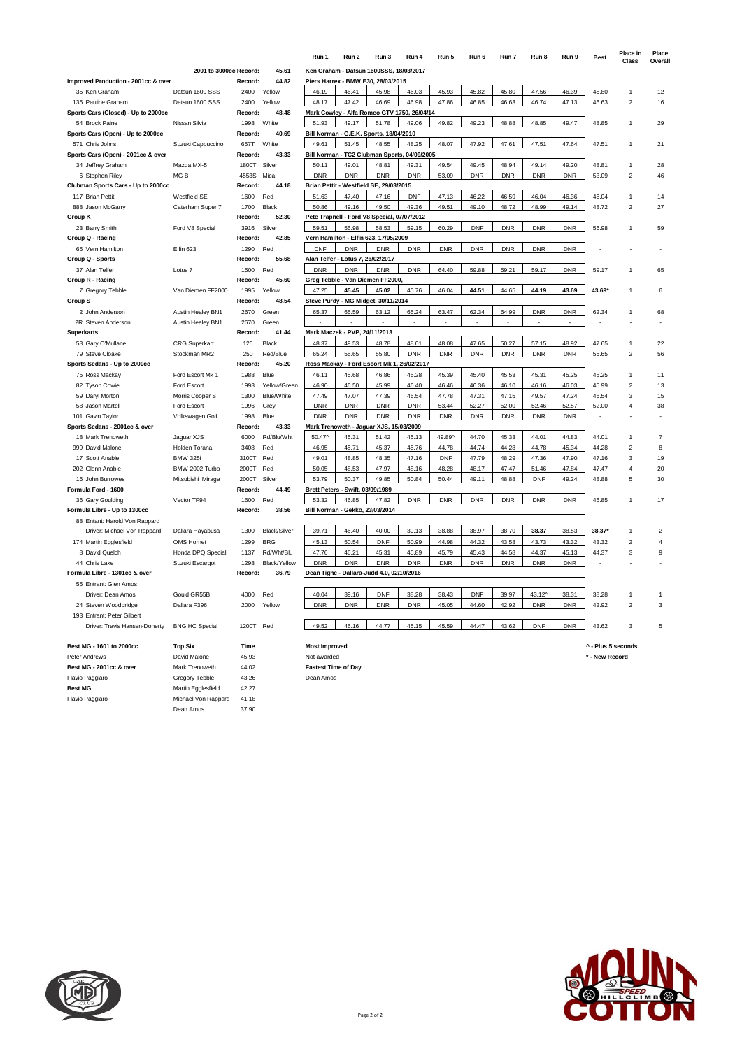| | | | | Run 1 | Run 2 | Run 3 | Run 4 | Run 5 | Run 6 | Run 7 | Run 8 | Run 9 | Best | Place in Class | Place Overall |
|---|---|---|---|---|---|---|---|---|---|---|---|---|---|---|---|
| | 2001 to 3000cc Record: | | 45.61 | Ken Graham - Datsun 1600SSS, 18/03/2017 | | | | | | | | | | | |
| **Improved Production - 2001cc & over** | | Record: | 44.82 | Piers Harrex - BMW E30, 28/03/2015 | | | | | | | | | | | |
| 35 Ken Graham | Datsun 1600 SSS | 2400 | Yellow | 46.19 | 46.41 | 45.98 | 46.03 | 45.93 | 45.82 | 45.80 | 47.56 | 46.39 | 45.80 | 1 | 12 |
| 135 Pauline Graham | Datsun 1600 SSS | 2400 | Yellow | 48.17 | 47.42 | 46.69 | 46.98 | 47.86 | 46.85 | 46.63 | 46.74 | 47.13 | 46.63 | 2 | 16 |
| **Sports Cars (Closed) - Up to 2000cc** | | Record: | 48.48 | Mark Cowley - Alfa Romeo GTV 1750, 26/04/14 | | | | | | | | | | | |
| 54 Brock Paine | Nissan Silvia | 1998 | White | 51.93 | 49.17 | 51.78 | 49.06 | 49.82 | 49.23 | 48.88 | 48.85 | 49.47 | 48.85 | 1 | 29 |
| **Sports Cars (Open) - Up to 2000cc** | | Record: | 40.69 | Bill Norman - G.E.K. Sports, 18/04/2010 | | | | | | | | | | | |
| 571 Chris Johns | Suzuki Cappuccino | 657T | White | 49.61 | 51.45 | 48.55 | 48.25 | 48.07 | 47.92 | 47.61 | 47.51 | 47.64 | 47.51 | 1 | 21 |
| **Sports Cars (Open) - 2001cc & over** | | Record: | 43.33 | Bill Norman - TC2 Clubman Sports, 04/09/2005 | | | | | | | | | | | |
| 34 Jeffrey Graham | Mazda MX-5 | 1800T | Silver | 50.11 | 49.01 | 48.81 | 49.31 | 49.54 | 49.45 | 48.94 | 49.14 | 49.20 | 48.81 | 1 | 28 |
| 6 Stephen Riley | MG B | 4553S | Mica | DNR | DNR | DNR | DNR | 53.09 | DNR | DNR | DNR | DNR | 53.09 | 2 | 46 |
| **Clubman Sports Cars - Up to 2000cc** | | Record: | 44.18 | Brian Pettit - Westfield SE, 29/03/2015 | | | | | | | | | | | |
| 117 Brian Pettit | Westfield SE | 1600 | Red | 51.63 | 47.40 | 47.16 | DNF | 47.13 | 46.22 | 46.59 | 46.04 | 46.36 | 46.04 | 1 | 14 |
| 888 Jason McGarry | Caterham Super 7 | 1700 | Black | 50.86 | 49.16 | 49.50 | 49.36 | 49.51 | 49.10 | 48.72 | 48.99 | 49.14 | 48.72 | 2 | 27 |
| **Group K** | | Record: | 52.30 | Pete Trapnell - Ford V8 Special, 07/07/2012 | | | | | | | | | | | |
| 23 Barry Smith | Ford V8 Special | 3916 | Silver | 59.51 | 56.98 | 58.53 | 59.15 | 60.29 | DNF | DNR | DNR | DNR | 56.98 | 1 | 59 |
| **Group Q - Racing** | | Record: | 42.85 | Vern Hamilton - Elfin 623, 17/05/2009 | | | | | | | | | | | |
| 65 Vern Hamilton | Elfin 623 | 1290 | Red | DNF | DNR | DNR | DNR | DNR | DNR | DNR | DNR | DNR | - | - | - |
| **Group Q - Sports** | | Record: | 55.68 | Alan Telfer - Lotus 7, 26/02/2017 | | | | | | | | | | | |
| 37 Alan Telfer | Lotus 7 | 1500 | Red | DNR | DNR | DNR | DNR | 64.40 | 59.88 | 59.21 | 59.17 | DNR | 59.17 | 1 | 65 |
| **Group R - Racing** | | Record: | 45.60 | Greg Tebble - Van Diemen FF2000, | | | | | | | | | | | |
| 7 Gregory Tebble | Van Diemen FF2000 | 1995 | Yellow | 47.25 | **45.45** | **45.02** | 45.76 | 46.04 | **44.51** | 44.65 | **44.19** | **43.69** | **43.69*** | 1 | 6 |
| **Group S** | | Record: | 48.54 | Steve Purdy - MG Midget, 30/11/2014 | | | | | | | | | | | |
| 2 John Anderson | Austin Healey BN1 | 2670 | Green | 65.37 | 65.59 | 63.12 | 65.24 | 63.47 | 62.34 | 64.99 | DNR | DNR | 62.34 | 1 | 68 |
| 2R Steven Anderson | Austin Healey BN1 | 2670 | Green | - | - | - | - | - | - | - | - | - | - | - | - |
| **Superkarts** | | Record: | 41.44 | Mark Maczek - PVP, 24/11/2013 | | | | | | | | | | | |
| 53 Gary O'Mullane | CRG Superkart | 125 | Black | 48.37 | 49.53 | 48.78 | 48.01 | 48.08 | 47.65 | 50.27 | 57.15 | 48.92 | 47.65 | 1 | 22 |
| 79 Steve Cloake | Stockman MR2 | 250 | Red/Blue | 65.24 | 55.65 | 55.80 | DNR | DNR | DNR | DNR | DNR | DNR | 55.65 | 2 | 56 |
| **Sports Sedans - Up to 2000cc** | | Record: | 45.20 | Ross Mackay - Ford Escort Mk 1, 26/02/2017 | | | | | | | | | | | |
| 75 Ross Mackay | Ford Escort Mk 1 | 1988 | Blue | 46.11 | 45.68 | 46.86 | 45.28 | 45.39 | 45.40 | 45.53 | 45.31 | 45.25 | 45.25 | 1 | 11 |
| 82 Tyson Cowie | Ford Escort | 1993 | Yellow/Green | 46.90 | 46.50 | 45.99 | 46.40 | 46.46 | 46.36 | 46.10 | 46.16 | 46.03 | 45.99 | 2 | 13 |
| 59 Daryl Morton | Morris Cooper S | 1300 | Blue/White | 47.49 | 47.07 | 47.39 | 46.54 | 47.78 | 47.31 | 47.15 | 49.57 | 47.24 | 46.54 | 3 | 15 |
| 58 Jason Martell | Ford Escort | 1996 | Grey | DNR | DNR | DNR | DNR | 53.44 | 52.27 | 52.00 | 52.46 | 52.57 | 52.00 | 4 | 38 |
| 101 Gavin Taylor | Volkswagen Golf | 1998 | Blue | DNR | DNR | DNR | DNR | DNR | DNR | DNR | DNR | DNR | - | - | - |
| **Sports Sedans - 2001cc & over** | | Record: | 43.33 | Mark Trenoweth - Jaguar XJS, 15/03/2009 | | | | | | | | | | | |
| 18 Mark Trenoweth | Jaguar XJS | 6000 | Rd/Blu/Wht | 50.47^ | 45.31 | 51.42 | 45.13 | 49.89^ | 44.70 | 45.33 | 44.01 | 44.83 | 44.01 | 1 | 7 |
| 999 David Malone | Holden Torana | 3408 | Red | 46.95 | 45.71 | 45.37 | 45.76 | 44.78 | 44.74 | 44.28 | 44.78 | 45.34 | 44.28 | 2 | 8 |
| 17 Scott Anable | BMW 325i | 3100T | Red | 49.01 | 48.85 | 48.35 | 47.16 | DNF | 47.79 | 48.29 | 47.36 | 47.90 | 47.16 | 3 | 19 |
| 202 Glenn Anable | BMW 2002 Turbo | 2000T | Red | 50.05 | 48.53 | 47.97 | 48.16 | 48.28 | 48.17 | 47.47 | 51.46 | 47.84 | 47.47 | 4 | 20 |
| 16 John Burrowes | Mitsubishi Mirage | 2000T | Silver | 53.79 | 50.37 | 49.85 | 50.84 | 50.44 | 49.11 | 48.88 | DNF | 49.24 | 48.88 | 5 | 30 |
| **Formula Ford - 1600** | | Record: | 44.49 | Brett Peters - Swift, 03/09/1989 | | | | | | | | | | | |
| 36 Gary Goulding | Vector TF94 | 1600 | Red | 53.32 | 46.85 | 47.82 | DNR | DNR | DNR | DNR | DNR | DNR | 46.85 | 1 | 17 |
| **Formula Libre - Up to 1300cc** | | Record: | 38.56 | Bill Norman - Gekko, 23/03/2014 | | | | | | | | | | | |
| 88 Entant: Harold Von Rappard | | | | | | | | | | | | | | | |
| Driver: Michael Von Rappard | Dallara Hayabusa | 1300 | Black/Silver | 39.71 | 46.40 | 40.00 | 39.13 | 38.88 | 38.97 | 38.70 | **38.37** | 38.53 | **38.37*** | 1 | 2 |
| 174 Martin Egglesfield | OMS Hornet | 1299 | BRG | 45.13 | 50.54 | DNF | 50.99 | 44.98 | 44.32 | 43.58 | 43.73 | 43.32 | 43.32 | 2 | 4 |
| 8 David Quelch | Honda DPQ Special | 1137 | Rd/Wht/Blu | 47.76 | 46.21 | 45.31 | 45.89 | 45.79 | 45.43 | 44.58 | 44.37 | 45.13 | 44.37 | 3 | 9 |
| 44 Chris Lake | Suzuki Escargot | 1298 | Black/Yellow | DNR | DNR | DNR | DNR | DNR | DNR | DNR | DNR | DNR | - | - | - |
| **Formula Libre - 1301cc & over** | | Record: | 36.79 | Dean Tighe - Dallara-Judd 4.0, 02/10/2016 | | | | | | | | | | | |
| 55 Entrant: Glen Amos | | | | | | | | | | | | | | | |
| Driver: Dean Amos | Gould GR55B | 4000 | Red | 40.04 | 39.16 | DNF | 38.28 | 38.43 | DNF | 39.97 | 43.12^ | 38.31 | 38.28 | 1 | 1 |
| 24 Steven Woodbridge | Dallara F396 | 2000 | Yellow | DNR | DNR | DNR | DNR | 45.05 | 44.60 | 42.92 | DNR | DNR | 42.92 | 2 | 3 |
| 193 Entrant: Peter Gilbert | | | | | | | | | | | | | | | |
| Driver: Travis Hansen-Doherty | BNG HC Special | 1200T | Red | 49.52 | 46.16 | 44.77 | 45.15 | 45.59 | 44.47 | 43.62 | DNF | DNR | 43.62 | 3 | 5 |

| | | | |
|---|---|---|---|
| **Best MG - 1601 to 2000cc** | **Top Six** | **Time** | **Most Improved** |
| Peter Andrews | David Malone | 45.93 | Not awarded |
| **Best MG - 2001cc & over** | Mark Trenoweth | 44.02 | **Fastest Time of Day** |
| Flavio Paggiaro | Gregory Tebble | 43.26 | Dean Amos |
| **Best MG** | Martin Egglesfield | 42.27 | |
| Flavio Paggiaro | Michael Von Rappard | 41.18 | |
| | Dean Amos | 37.90 | |

^ - Plus 5 seconds

* - New Record